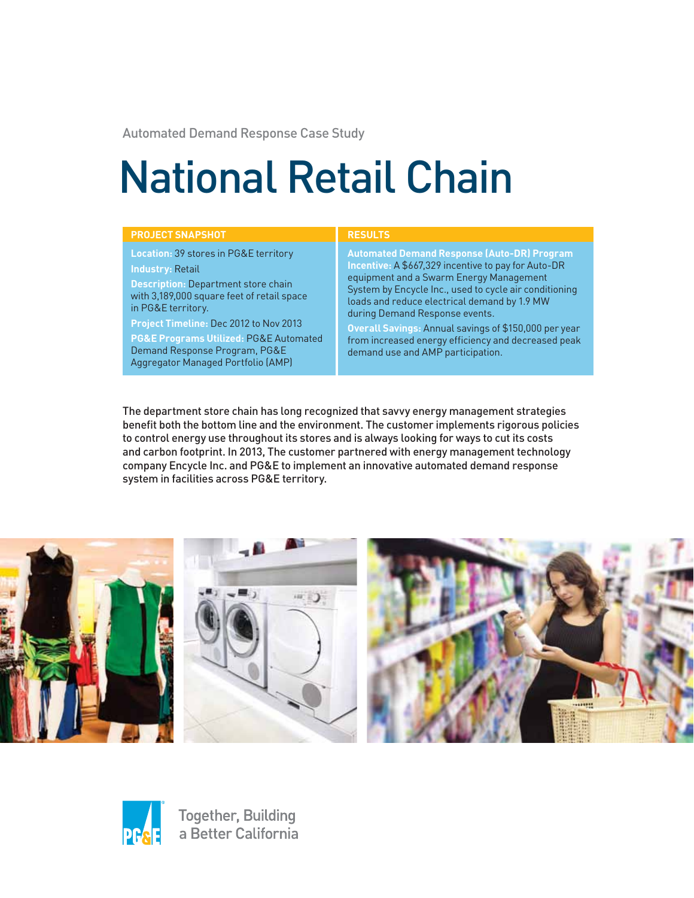Automated Demand Response Case Study

# National Retail Chain

## PROJECT SNAPSHOT

**Location:** 39 stores in PG&E territory

**Industry:** Retail

**Description:** Department store chain with 3,189,000 square feet of retail space in PG&E territory.

**Project Timeline:** Dec 2012 to Nov 2013

**PG&E Programs Utilized:** PG&E Automated Demand Response Program, PG&E Aggregator Managed Portfolio (AMP)

## RESULTS

**Automated Demand Response (Auto-DR) Program Incentive:** A $667,329 incentive to pay for Auto-DR equipment and a Swarm Energy Management System by Encycle Inc., used to cycle air conditioning loads and reduce electrical demand by 1.9 MW during Demand Response events.

**Overall Savings:** Annual savings of $150,000 per year from increased energy efficiency and decreased peak demand use and AMP participation.

The department store chain has long recognized that savvy energy management strategies benefit both the bottom line and the environment. The customer implements rigorous policies to control energy use throughout its stores and is always looking for ways to cut its costs and carbon footprint. In 2013, The customer partnered with energy management technology company Encycle Inc. and PG&E to implement an innovative automated demand response system in facilities across PG&E territory.

Together, Building a Better California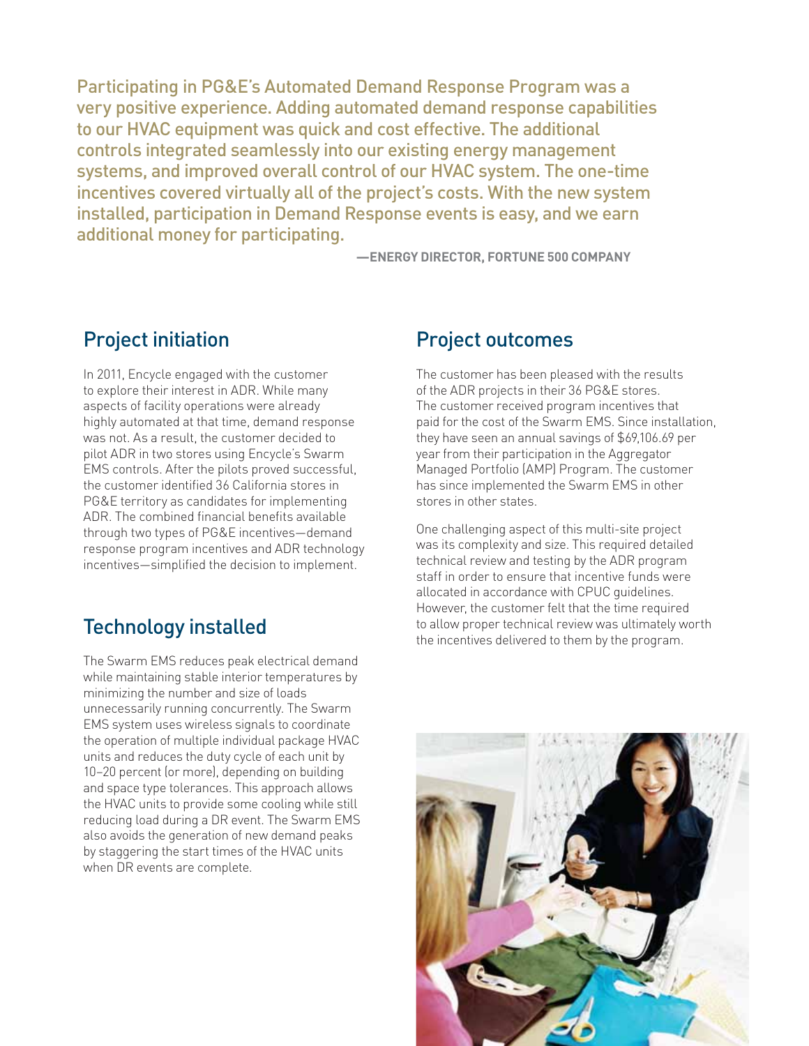Participating in PG&E's Automated Demand Response Program was a very positive experience. Adding automated demand response capabilities to our HVAC equipment was quick and cost effective. The additional controls integrated seamlessly into our existing energy management systems, and improved overall control of our HVAC system. The one-time incentives covered virtually all of the project's costs. With the new system installed, participation in Demand Response events is easy, and we earn additional money for participating.

**—ENERGY DIRECTOR, FORTUNE 500 COMPANY**

## Project initiation

In 2011, Encycle engaged with the customer to explore their interest in ADR. While many aspects of facility operations were already highly automated at that time, demand response was not. As a result, the customer decided to pilot ADR in two stores using Encycle's Swarm EMS controls. After the pilots proved successful, the customer identified 36 California stores in PG&E territory as candidates for implementing ADR. The combined financial benefits available through two types of PG&E incentives—demand response program incentives and ADR technology incentives—simplified the decision to implement.

## Technology installed

The Swarm EMS reduces peak electrical demand while maintaining stable interior temperatures by minimizing the number and size of loads unnecessarily running concurrently. The Swarm EMS system uses wireless signals to coordinate the operation of multiple individual package HVAC units and reduces the duty cycle of each unit by 10–20 percent (or more), depending on building and space type tolerances. This approach allows the HVAC units to provide some cooling while still reducing load during a DR event. The Swarm EMS also avoids the generation of new demand peaks by staggering the start times of the HVAC units when DR events are complete.

## Project outcomes

The customer has been pleased with the results of the ADR projects in their 36 PG&E stores. The customer received program incentives that paid for the cost of the Swarm EMS. Since installation, they have seen an annual savings of $69,106.69 per year from their participation in the Aggregator Managed Portfolio (AMP) Program. The customer has since implemented the Swarm EMS in other stores in other states.

One challenging aspect of this multi-site project was its complexity and size. This required detailed technical review and testing by the ADR program staff in order to ensure that incentive funds were allocated in accordance with CPUC guidelines. However, the customer felt that the time required to allow proper technical review was ultimately worth the incentives delivered to them by the program.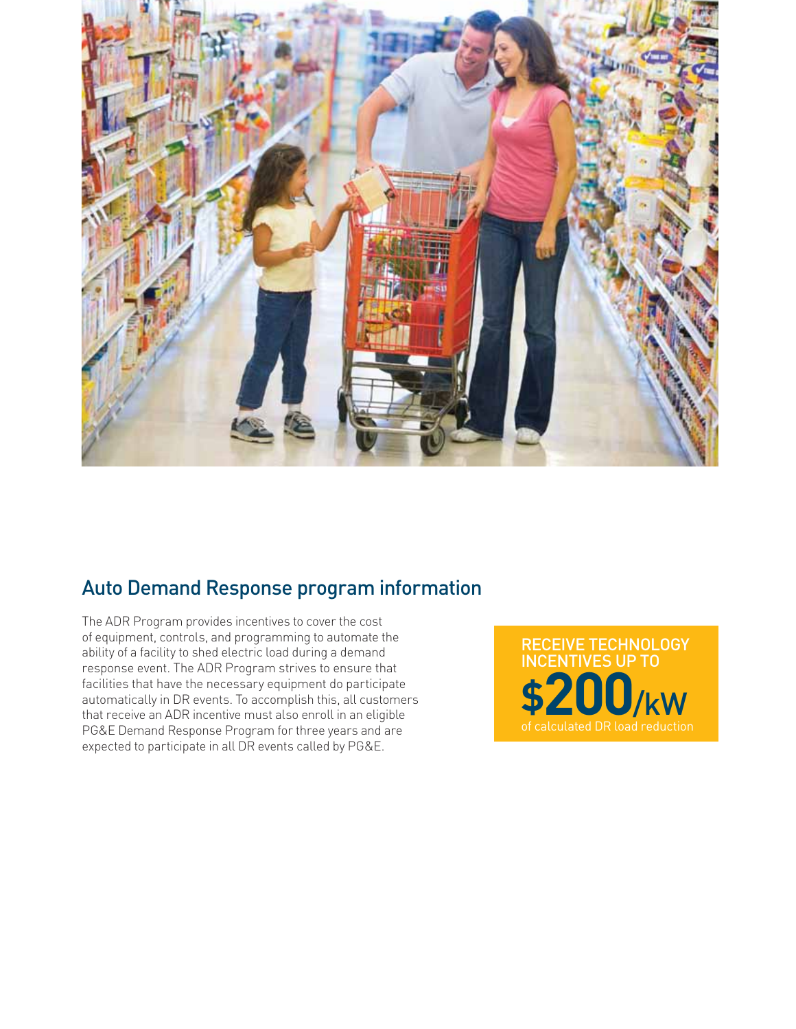## Auto Demand Response program information

The ADR Program provides incentives to cover the cost of equipment, controls, and programming to automate the ability of a facility to shed electric load during a demand response event. The ADR Program strives to ensure that facilities that have the necessary equipment do participate automatically in DR events. To accomplish this, all customers that receive an ADR incentive must also enroll in an eligible PG&E Demand Response Program for three years and are expected to participate in all DR events called by PG&E.

RECEIVE TECHNOLOGY INCENTIVES UP TO

**$200/kW**

of calculated DR load reduction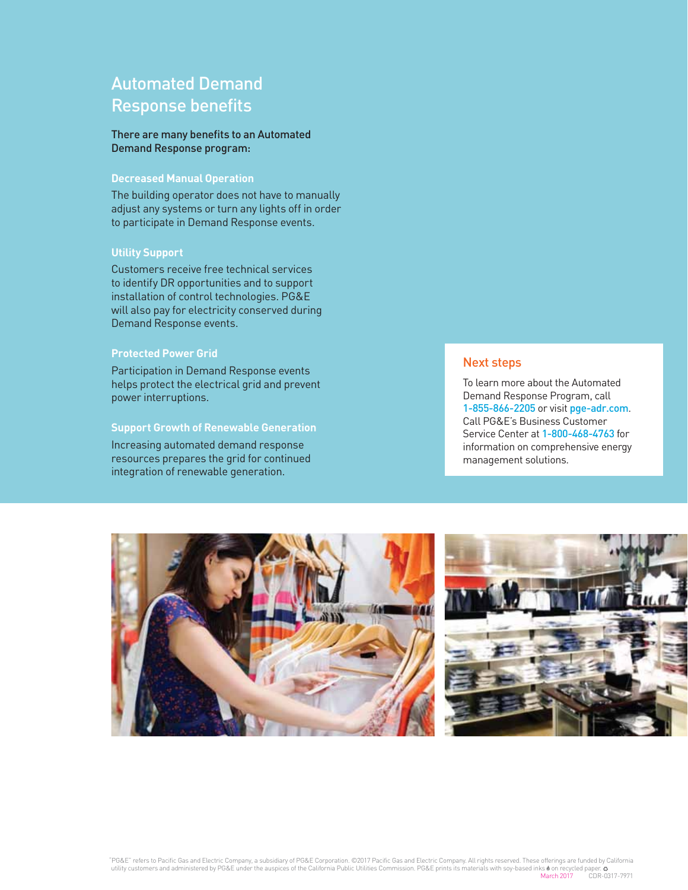# Automated Demand Response benefits

**There are many benefits to an Automated Demand Response program:**

### Decreased Manual Operation

The building operator does not have to manually adjust any systems or turn any lights off in order to participate in Demand Response events.

### Utility Support

Customers receive free technical services to identify DR opportunities and to support installation of control technologies. PG&E will also pay for electricity conserved during Demand Response events.

### Protected Power Grid

Participation in Demand Response events helps protect the electrical grid and prevent power interruptions.

### Support Growth of Renewable Generation

Increasing automated demand response resources prepares the grid for continued integration of renewable generation.

## Next steps

To learn more about the Automated Demand Response Program, call 1-855-866-2205 or visit pge-adr.com. Call PG&E's Business Customer Service Center at 1-800-468-4763 for information on comprehensive energy management solutions.

"PG&E" refers to Pacific Gas and Electric Company, a subsidiary of PG&E Corporation. ©2017 Pacific Gas and Electric Company. All rights reserved. These offerings are funded by California utility customers and administered by PG&E under the auspices of the California Public Utilities Commission. PG&E prints its materials with soy-based inks on recycled paper.
March 2017 CDR-0317-7971